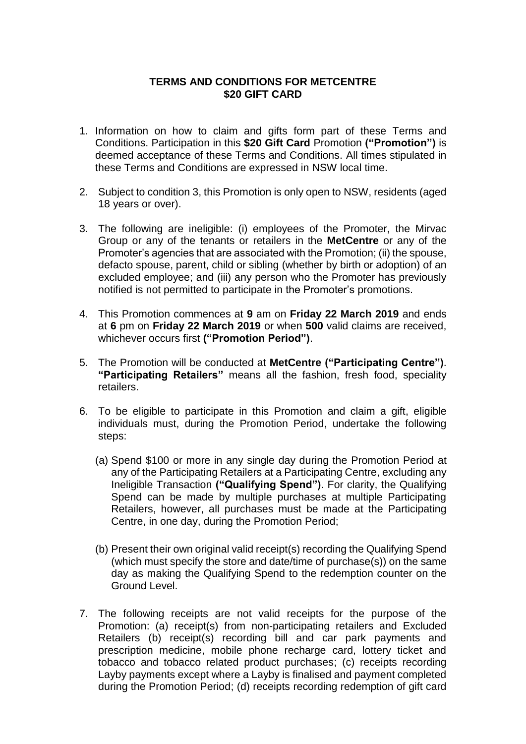# TERMS AND CONDITIONS FOR METCENTRE $20 GIFT CARD

1. Information on how to claim and gifts form part of these Terms and Conditions. Participation in this **$20 Gift Card** Promotion **("Promotion")** is deemed acceptance of these Terms and Conditions. All times stipulated in these Terms and Conditions are expressed in NSW local time.

2. Subject to condition 3, this Promotion is only open to NSW, residents (aged 18 years or over).

3. The following are ineligible: (i) employees of the Promoter, the Mirvac Group or any of the tenants or retailers in the **MetCentre** or any of the Promoter's agencies that are associated with the Promotion; (ii) the spouse, defacto spouse, parent, child or sibling (whether by birth or adoption) of an excluded employee; and (iii) any person who the Promoter has previously notified is not permitted to participate in the Promoter's promotions.

4. This Promotion commences at **9** am on **Friday 22 March 2019** and ends at **6** pm on **Friday 22 March 2019** or when **500** valid claims are received, whichever occurs first **("Promotion Period")**.

5. The Promotion will be conducted at **MetCentre ("Participating Centre")**. **"Participating Retailers"** means all the fashion, fresh food, speciality retailers.

6. To be eligible to participate in this Promotion and claim a gift, eligible individuals must, during the Promotion Period, undertake the following steps:

   (a) Spend $100 or more in any single day during the Promotion Period at any of the Participating Retailers at a Participating Centre, excluding any Ineligible Transaction **("Qualifying Spend")**. For clarity, the Qualifying Spend can be made by multiple purchases at multiple Participating Retailers, however, all purchases must be made at the Participating Centre, in one day, during the Promotion Period;

   (b) Present their own original valid receipt(s) recording the Qualifying Spend (which must specify the store and date/time of purchase(s)) on the same day as making the Qualifying Spend to the redemption counter on the Ground Level.

7. The following receipts are not valid receipts for the purpose of the Promotion: (a) receipt(s) from non-participating retailers and Excluded Retailers (b) receipt(s) recording bill and car park payments and prescription medicine, mobile phone recharge card, lottery ticket and tobacco and tobacco related product purchases; (c) receipts recording Layby payments except where a Layby is finalised and payment completed during the Promotion Period; (d) receipts recording redemption of gift card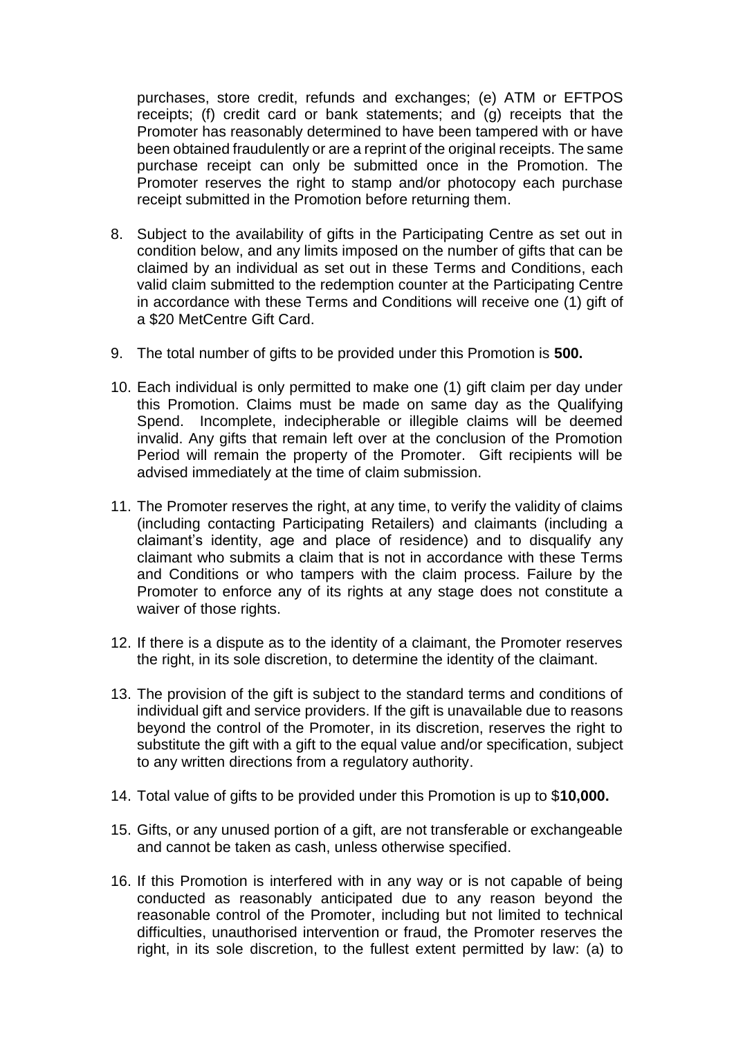purchases, store credit, refunds and exchanges; (e) ATM or EFTPOS receipts; (f) credit card or bank statements; and (g) receipts that the Promoter has reasonably determined to have been tampered with or have been obtained fraudulently or are a reprint of the original receipts. The same purchase receipt can only be submitted once in the Promotion. The Promoter reserves the right to stamp and/or photocopy each purchase receipt submitted in the Promotion before returning them.

8. Subject to the availability of gifts in the Participating Centre as set out in condition below, and any limits imposed on the number of gifts that can be claimed by an individual as set out in these Terms and Conditions, each valid claim submitted to the redemption counter at the Participating Centre in accordance with these Terms and Conditions will receive one (1) gift of a $20 MetCentre Gift Card.

9. The total number of gifts to be provided under this Promotion is **500.**

10. Each individual is only permitted to make one (1) gift claim per day under this Promotion. Claims must be made on same day as the Qualifying Spend. Incomplete, indecipherable or illegible claims will be deemed invalid. Any gifts that remain left over at the conclusion of the Promotion Period will remain the property of the Promoter. Gift recipients will be advised immediately at the time of claim submission.

11. The Promoter reserves the right, at any time, to verify the validity of claims (including contacting Participating Retailers) and claimants (including a claimant's identity, age and place of residence) and to disqualify any claimant who submits a claim that is not in accordance with these Terms and Conditions or who tampers with the claim process. Failure by the Promoter to enforce any of its rights at any stage does not constitute a waiver of those rights.

12. If there is a dispute as to the identity of a claimant, the Promoter reserves the right, in its sole discretion, to determine the identity of the claimant.

13. The provision of the gift is subject to the standard terms and conditions of individual gift and service providers. If the gift is unavailable due to reasons beyond the control of the Promoter, in its discretion, reserves the right to substitute the gift with a gift to the equal value and/or specification, subject to any written directions from a regulatory authority.

14. Total value of gifts to be provided under this Promotion is up to $**10,000.**

15. Gifts, or any unused portion of a gift, are not transferable or exchangeable and cannot be taken as cash, unless otherwise specified.

16. If this Promotion is interfered with in any way or is not capable of being conducted as reasonably anticipated due to any reason beyond the reasonable control of the Promoter, including but not limited to technical difficulties, unauthorised intervention or fraud, the Promoter reserves the right, in its sole discretion, to the fullest extent permitted by law: (a) to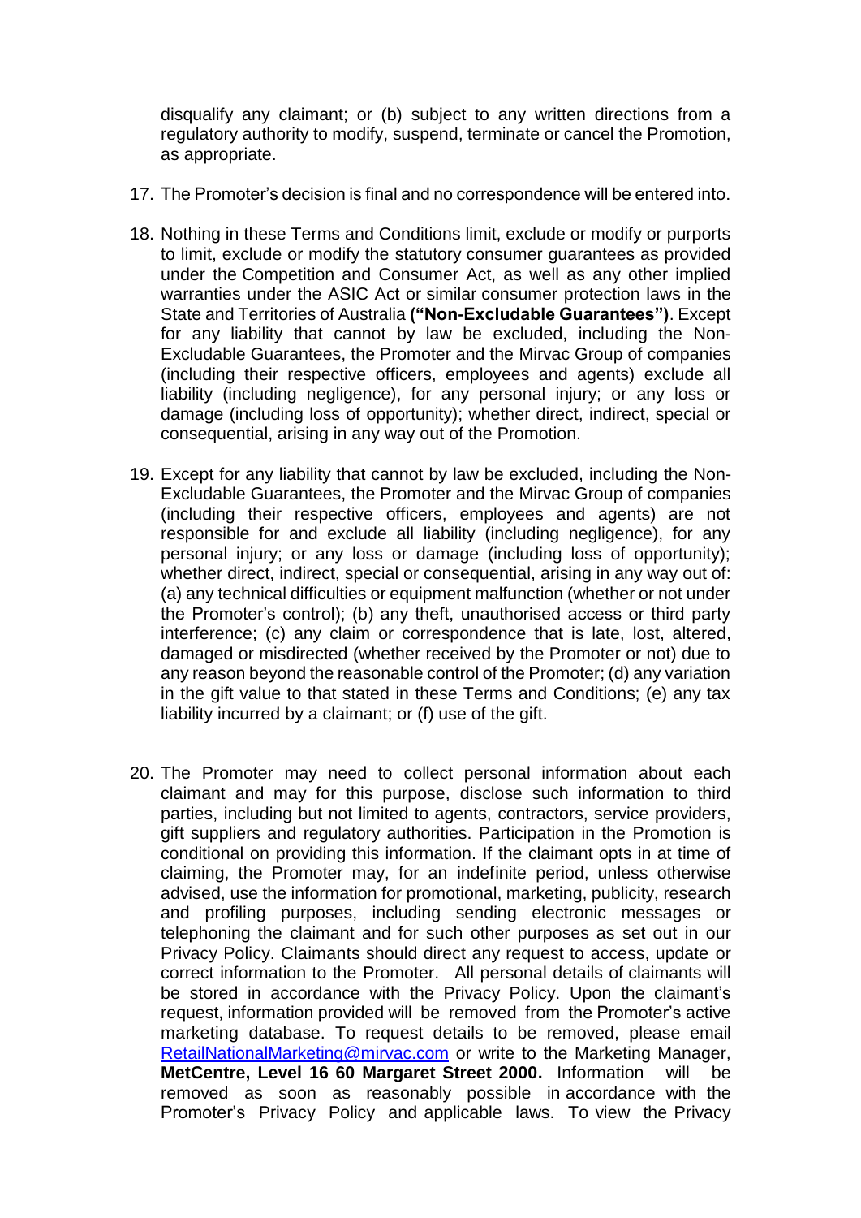disqualify any claimant; or (b) subject to any written directions from a regulatory authority to modify, suspend, terminate or cancel the Promotion, as appropriate.

17. The Promoter's decision is final and no correspondence will be entered into.

18. Nothing in these Terms and Conditions limit, exclude or modify or purports to limit, exclude or modify the statutory consumer guarantees as provided under the Competition and Consumer Act, as well as any other implied warranties under the ASIC Act or similar consumer protection laws in the State and Territories of Australia **("Non-Excludable Guarantees")**. Except for any liability that cannot by law be excluded, including the Non-Excludable Guarantees, the Promoter and the Mirvac Group of companies (including their respective officers, employees and agents) exclude all liability (including negligence), for any personal injury; or any loss or damage (including loss of opportunity); whether direct, indirect, special or consequential, arising in any way out of the Promotion.

19. Except for any liability that cannot by law be excluded, including the Non-Excludable Guarantees, the Promoter and the Mirvac Group of companies (including their respective officers, employees and agents) are not responsible for and exclude all liability (including negligence), for any personal injury; or any loss or damage (including loss of opportunity); whether direct, indirect, special or consequential, arising in any way out of: (a) any technical difficulties or equipment malfunction (whether or not under the Promoter's control); (b) any theft, unauthorised access or third party interference; (c) any claim or correspondence that is late, lost, altered, damaged or misdirected (whether received by the Promoter or not) due to any reason beyond the reasonable control of the Promoter; (d) any variation in the gift value to that stated in these Terms and Conditions; (e) any tax liability incurred by a claimant; or (f) use of the gift.

20. The Promoter may need to collect personal information about each claimant and may for this purpose, disclose such information to third parties, including but not limited to agents, contractors, service providers, gift suppliers and regulatory authorities. Participation in the Promotion is conditional on providing this information. If the claimant opts in at time of claiming, the Promoter may, for an indefinite period, unless otherwise advised, use the information for promotional, marketing, publicity, research and profiling purposes, including sending electronic messages or telephoning the claimant and for such other purposes as set out in our Privacy Policy. Claimants should direct any request to access, update or correct information to the Promoter. All personal details of claimants will be stored in accordance with the Privacy Policy. Upon the claimant's request, information provided will be removed from the Promoter's active marketing database. To request details to be removed, please email [RetailNationalMarketing@mirvac.com](mailto:RetailNationalMarketing@mirvac.com) or write to the Marketing Manager, **MetCentre, Level 16 60 Margaret Street 2000.** Information will be removed as soon as reasonably possible in accordance with the Promoter's Privacy Policy and applicable laws. To view the Privacy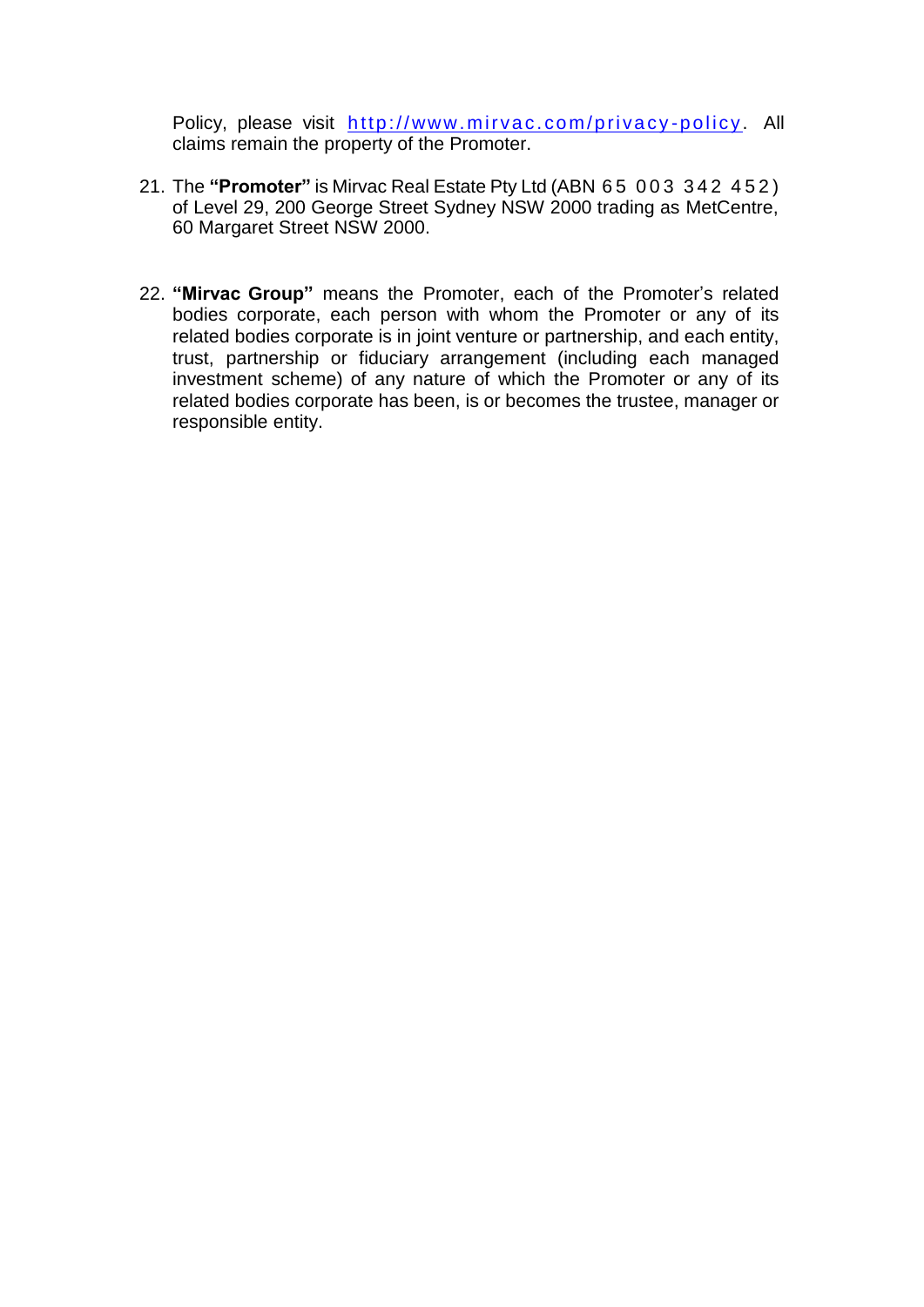Policy, please visit [http://www.mirvac.com/privacy-policy](http://www.mirvac.com/privacy-policy). All claims remain the property of the Promoter.

21. The **"Promoter"** is Mirvac Real Estate Pty Ltd (ABN 65 003 342 452) of Level 29, 200 George Street Sydney NSW 2000 trading as MetCentre, 60 Margaret Street NSW 2000.

22. **"Mirvac Group"** means the Promoter, each of the Promoter's related bodies corporate, each person with whom the Promoter or any of its related bodies corporate is in joint venture or partnership, and each entity, trust, partnership or fiduciary arrangement (including each managed investment scheme) of any nature of which the Promoter or any of its related bodies corporate has been, is or becomes the trustee, manager or responsible entity.